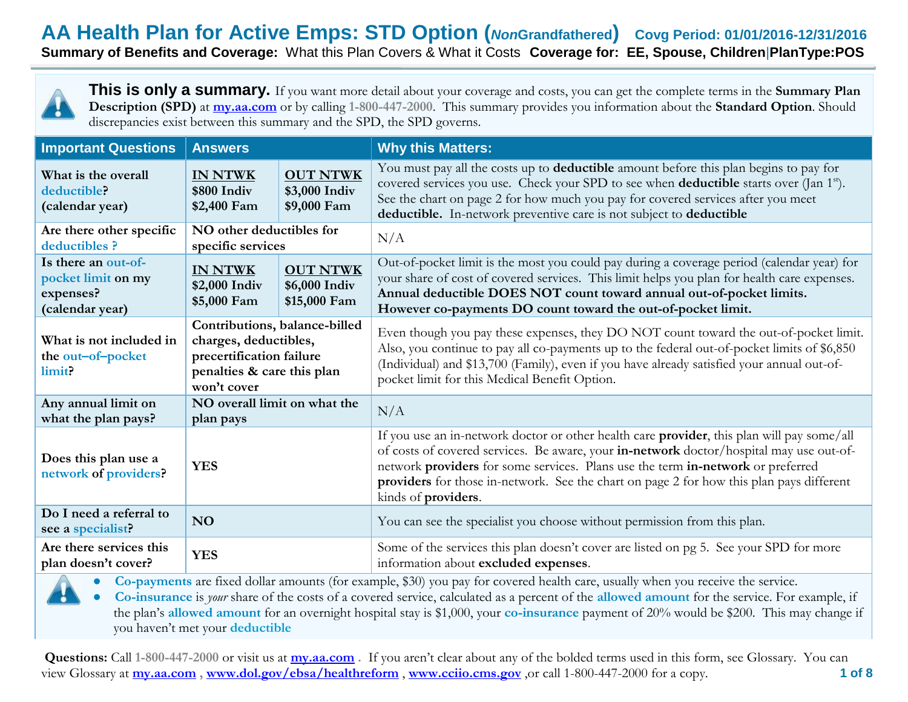# AA Health Plan for Active Emps: STD Option (*Non*Grandfathered) Covg Period: 01/01/2016-12/31/2016

**Summary of Benefits and Coverage:** What this Plan Covers & What it Costs **Coverage for: EE, Spouse, Children|PlanType:POS**

**This is only a summary.** If you want more detail about your coverage and costs, you can get the complete terms in the **Summary Plan Description (SPD)** at **my.aa.com** or by calling **1-800-447-2000**. This summary provides you information about the **Standard Option**. Should discrepancies exist between this summary and the SPD, the SPD governs.

| Important Questions | Answers | | Why this Matters: |
|---|---|---|---|
| What is the overall deductible? (calendar year) | **IN NTWK** **$800 Indiv** **$2,400 Fam** | **OUT NTWK** **$3,000 Indiv** **$9,000 Fam** | You must pay all the costs up to **deductible** amount before this plan begins to pay for covered services you use. Check your SPD to see when **deductible** starts over (Jan 1st). See the chart on page 2 for how much you pay for covered services after you meet **deductible.** In-network preventive care is not subject to **deductible** |
| Are there other specific deductibles ? | **NO other deductibles for specific services** | | N/A |
| Is there an out-of-pocket limit on my expenses? (calendar year) | **IN NTWK** **$2,000 Indiv** **$5,000 Fam** | **OUT NTWK** **$6,000 Indiv** **$15,000 Fam** | Out-of-pocket limit is the most you could pay during a coverage period (calendar year) for your share of cost of covered services. This limit helps you plan for health care expenses. **Annual deductible DOES NOT count toward annual out-of-pocket limits. However co-payments DO count toward the out-of-pocket limit.** |
| What is not included in the out–of–pocket limit? | **Contributions, balance-billed charges, deductibles, precertification failure penalties & care this plan won't cover** | | Even though you pay these expenses, they DO NOT count toward the out-of-pocket limit. Also, you continue to pay all co-payments up to the federal out-of-pocket limits of $6,850 (Individual) and $13,700 (Family), even if you have already satisfied your annual out-of-pocket limit for this Medical Benefit Option. |
| Any annual limit on what the plan pays? | **NO overall limit on what the plan pays** | | N/A |
| Does this plan use a network of providers? | **YES** | | If you use an in-network doctor or other health care **provider**, this plan will pay some/all of costs of covered services. Be aware, your **in-network** doctor/hospital may use out-of-network **providers** for some services. Plans use the term **in-network** or preferred **providers** for those in-network. See the chart on page 2 for how this plan pays different kinds of **providers**. |
| Do I need a referral to see a specialist? | **NO** | | You can see the specialist you choose without permission from this plan. |
| Are there services this plan doesn't cover? | **YES** | | Some of the services this plan doesn't cover are listed on pg 5. See your SPD for more information about **excluded expenses**. |

- **Co-payments** are fixed dollar amounts (for example, $30) you pay for covered health care, usually when you receive the service.
- **Co-insurance** is *your* share of the costs of a covered service, calculated as a percent of the **allowed amount** for the service. For example, if the plan's **allowed amount** for an overnight hospital stay is $1,000, your **co-insurance** payment of 20% would be $200. This may change if you haven't met your **deductible**

**Questions:** Call **1-800-447-2000** or visit us at **my.aa.com** . If you aren't clear about any of the bolded terms used in this form, see Glossary. You can view Glossary at **my.aa.com** , **www.dol.gov/ebsa/healthreform** , **www.cciio.cms.gov** ,or call 1-800-447-2000 for a copy.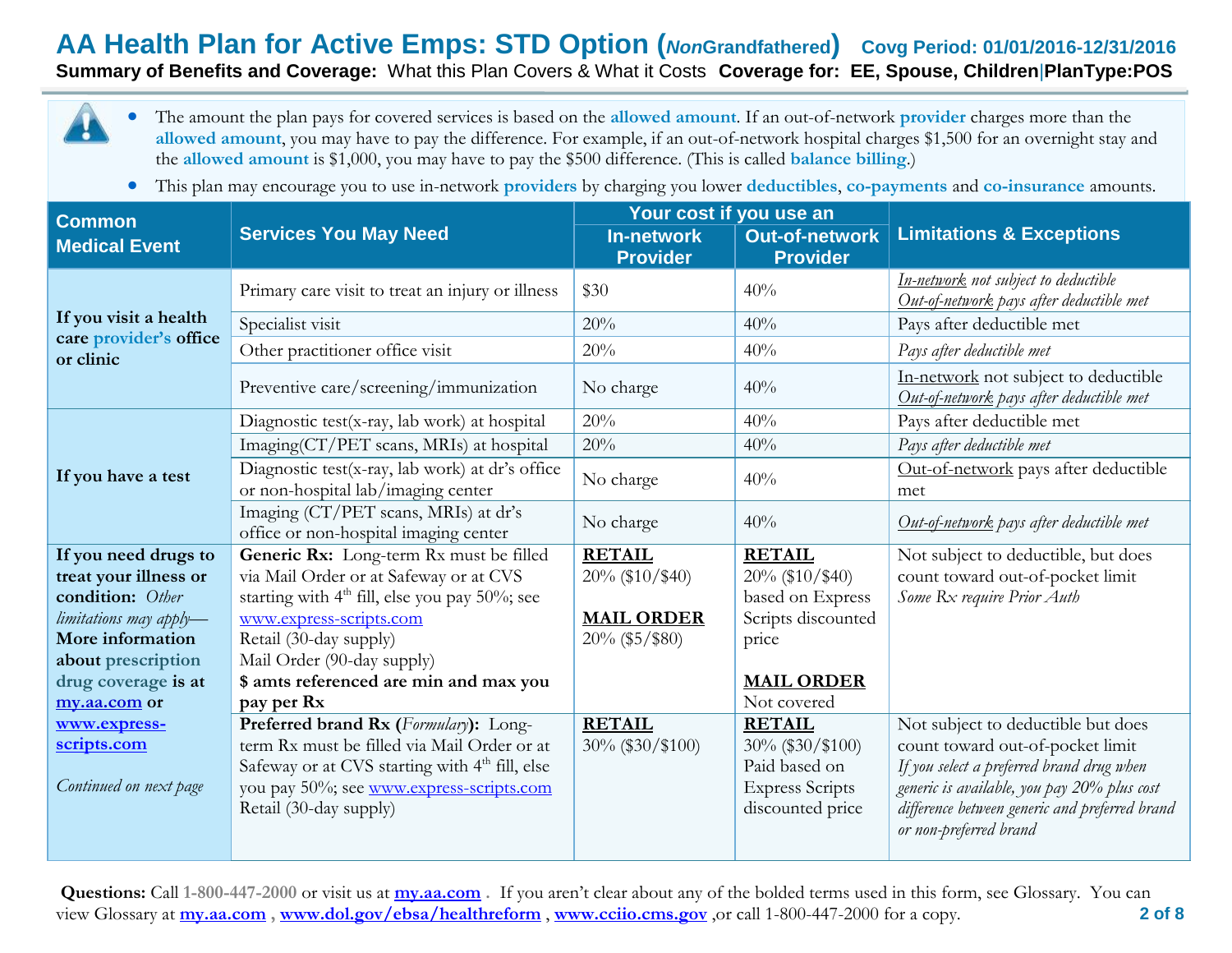# AA Health Plan for Active Emps: STD Option (*Non*Grandfathered) Covg Period: 01/01/2016-12/31/2016

**Summary of Benefits and Coverage:** What this Plan Covers & What it Costs **Coverage for: EE, Spouse, Children|PlanType:POS**

- The amount the plan pays for covered services is based on the **allowed amount**. If an out-of-network **provider** charges more than the **allowed amount**, you may have to pay the difference. For example, if an out-of-network hospital charges $1,500 for an overnight stay and the **allowed amount** is $1,000, you may have to pay the $500 difference. (This is called **balance billing**.)
- This plan may encourage you to use in-network **providers** by charging you lower **deductibles**, **co-payments** and **co-insurance** amounts.

| Common Medical Event | Services You May Need | Your cost if you use an In-network Provider | Your cost if you use an Out-of-network Provider | Limitations & Exceptions |
|---|---|---|---|---|
| **If you visit a health care provider's office or clinic** | Primary care visit to treat an injury or illness | $30 | 40% | *In-network not subject to deductible*<br>*Out-of-network pays after deductible met* |
| | Specialist visit | 20% | 40% | Pays after deductible met |
| | Other practitioner office visit | 20% | 40% | *Pays after deductible met* |
| | Preventive care/screening/immunization | No charge | 40% | In-network not subject to deductible<br>*Out-of-network pays after deductible met* |
| **If you have a test** | Diagnostic test(x-ray, lab work) at hospital | 20% | 40% | Pays after deductible met |
| | Imaging(CT/PET scans, MRIs) at hospital | 20% | 40% | *Pays after deductible met* |
| | Diagnostic test(x-ray, lab work) at dr's office or non-hospital lab/imaging center | No charge | 40% | Out-of-network pays after deductible met |
| | Imaging (CT/PET scans, MRIs) at dr's office or non-hospital imaging center | No charge | 40% | *Out-of-network pays after deductible met* |
| **If you need drugs to treat your illness or condition:** *Other limitations may apply*—**More information about prescription drug coverage is at my.aa.com or www.express-scripts.com**<br><br>*Continued on next page* | **Generic Rx:** Long-term Rx must be filled via Mail Order or at Safeway or at CVS starting with 4th fill, else you pay 50%; see www.express-scripts.com<br>Retail (30-day supply)<br>Mail Order (90-day supply)<br>**$ amts referenced are min and max you pay per Rx** | **RETAIL**<br>20% ($10/$40)<br><br>**MAIL ORDER**<br>20% ($5/$80) | **RETAIL**<br>20% ($10/$40) based on Express Scripts discounted price<br><br>**MAIL ORDER**<br>Not covered | Not subject to deductible, but does count toward out-of-pocket limit<br>*Some Rx require Prior Auth* |
| | **Preferred brand Rx (*Formulary*):** Long-term Rx must be filled via Mail Order or at Safeway or at CVS starting with 4th fill, else you pay 50%; see www.express-scripts.com<br>Retail (30-day supply) | **RETAIL**<br>30% ($30/$100) | **RETAIL**<br>30% ($30/$100) Paid based on Express Scripts discounted price | Not subject to deductible but does count toward out-of-pocket limit<br>*If you select a preferred brand drug when generic is available, you pay 20% plus cost difference between generic and preferred brand or non-preferred brand* |

**Questions:** Call 1-800-447-2000 or visit us at **my.aa.com** . If you aren't clear about any of the bolded terms used in this form, see Glossary. You can view Glossary at **my.aa.com** , **www.dol.gov/ebsa/healthreform** , **www.cciio.cms.gov** ,or call 1-800-447-2000 for a copy.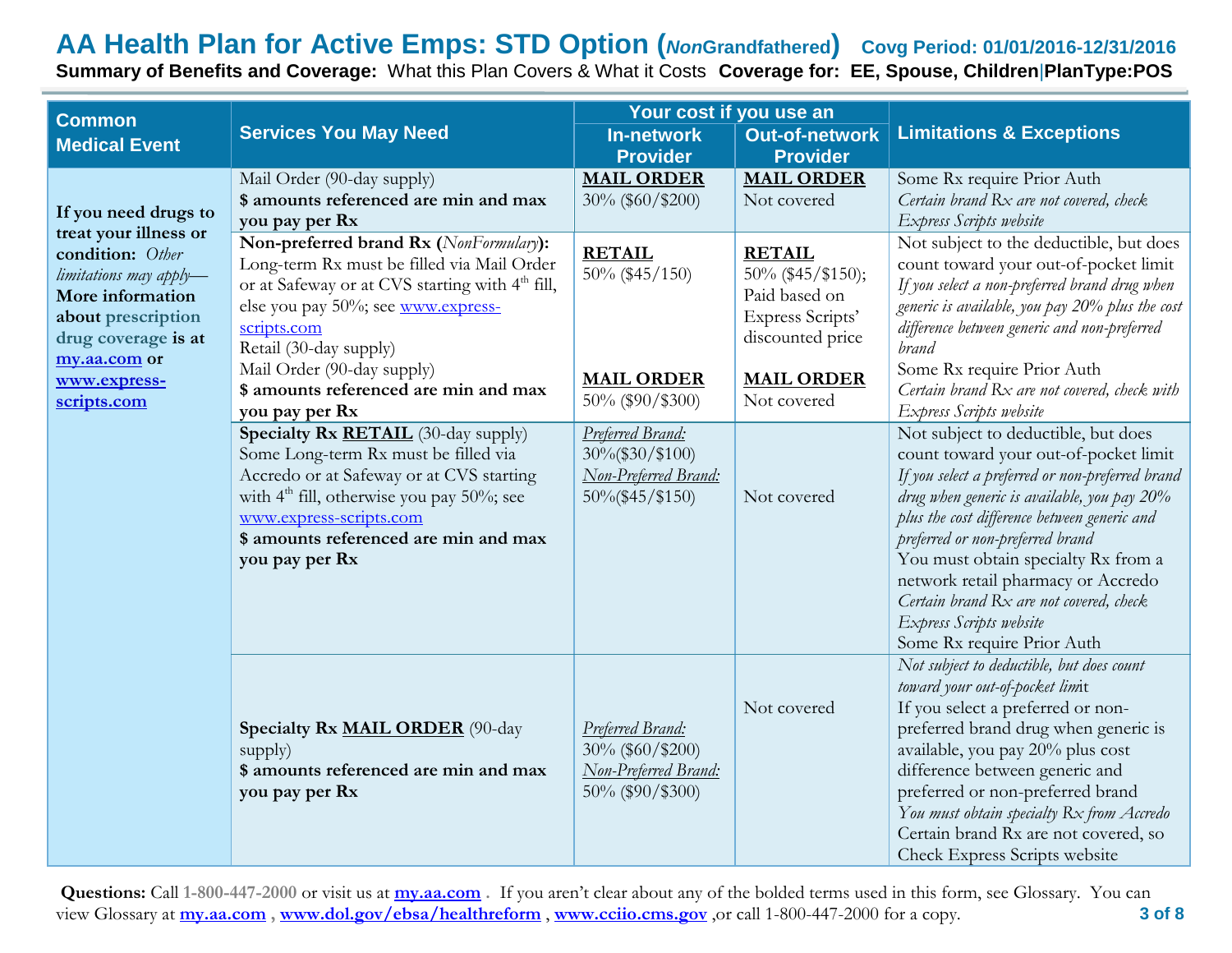# AA Health Plan for Active Emps: STD Option (*Non*Grandfathered) Covg Period: 01/01/2016-12/31/2016

**Summary of Benefits and Coverage:** What this Plan Covers & What it Costs **Coverage for: EE, Spouse, Children**|**PlanType:POS**

| Common Medical Event | Services You May Need | Your cost if you use an In-network Provider | Your cost if you use an Out-of-network Provider | Limitations & Exceptions |
|---|---|---|---|---|
| **If you need drugs to treat your illness or condition:** *Other limitations may apply*— **More information about prescription drug coverage is at my.aa.com or www.express-scripts.com** | Mail Order (90-day supply) **$ amounts referenced are min and max you pay per Rx** | **MAIL ORDER** 30% ($60/$200) | **MAIL ORDER** Not covered | Some Rx require Prior Auth *Certain brand Rx are not covered, check Express Scripts website* |
| | **Non-preferred brand Rx (*NonFormulary*):** Long-term Rx must be filled via Mail Order or at Safeway or at CVS starting with 4th fill, else you pay 50%; see www.express-scripts.com Retail (30-day supply) Mail Order (90-day supply) **$ amounts referenced are min and max you pay per Rx** | **RETAIL** 50% ($45/150) **MAIL ORDER** 50% ($90/$300) | **RETAIL** 50% ($45/$150); Paid based on Express Scripts' discounted price **MAIL ORDER** Not covered | Not subject to the deductible, but does count toward your out-of-pocket limit *If you select a non-preferred brand drug when generic is available, you pay 20% plus the cost difference between generic and non-preferred brand* Some Rx require Prior Auth *Certain brand Rx are not covered, check with Express Scripts website* |
| | **Specialty Rx RETAIL** (30-day supply) Some Long-term Rx must be filled via Accredo or at Safeway or at CVS starting with 4th fill, otherwise you pay 50%; see www.express-scripts.com **$ amounts referenced are min and max you pay per Rx** | *Preferred Brand:* 30%($30/$100) *Non-Preferred Brand:* 50%($45/$150) | Not covered | Not subject to deductible, but does count toward your out-of-pocket limit *If you select a preferred or non-preferred brand drug when generic is available, you pay 20% plus the cost difference between generic and preferred or non-preferred brand* You must obtain specialty Rx from a network retail pharmacy or Accredo *Certain brand Rx are not covered, check Express Scripts website* Some Rx require Prior Auth |
| | **Specialty Rx MAIL ORDER** (90-day supply) **$ amounts referenced are min and max you pay per Rx** | *Preferred Brand:* 30% ($60/$200) *Non-Preferred Brand:* 50% ($90/$300) | Not covered | *Not subject to deductible, but does count toward your out-of-pocket limit* If you select a preferred or non-preferred brand drug when generic is available, you pay 20% plus cost difference between generic and preferred or non-preferred brand *You must obtain specialty Rx from Accredo* Certain brand Rx are not covered, so Check Express Scripts website |

**Questions:** Call 1-800-447-2000 or visit us at **my.aa.com** . If you aren't clear about any of the bolded terms used in this form, see Glossary. You can view Glossary at **my.aa.com** , **www.dol.gov/ebsa/healthreform** , **www.cciio.cms.gov** ,or call 1-800-447-2000 for a copy.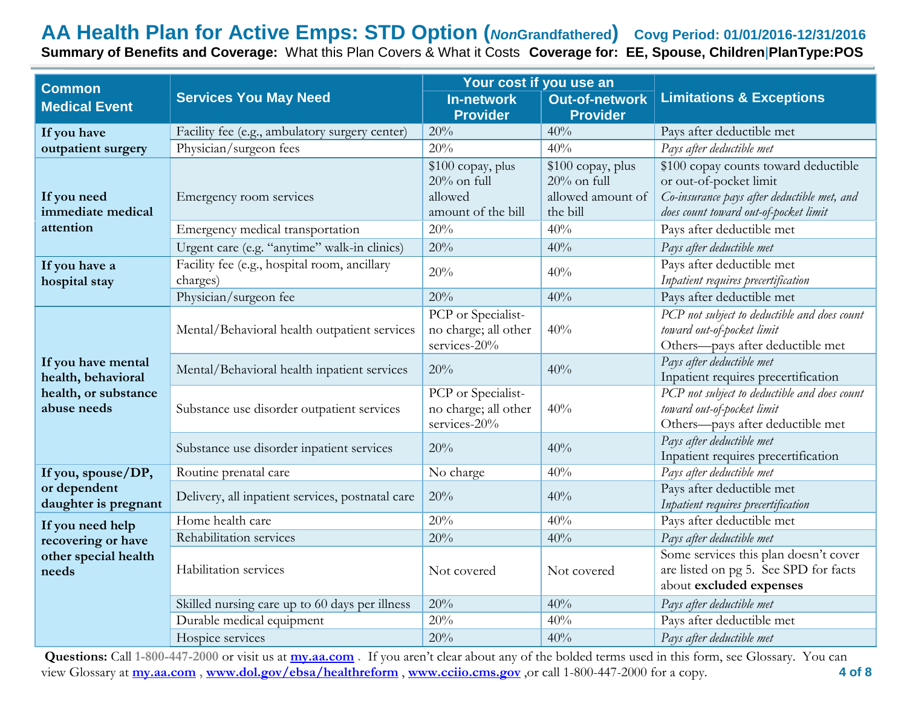# AA Health Plan for Active Emps: STD Option (*Non*Grandfathered) Covg Period: 01/01/2016-12/31/2016

**Summary of Benefits and Coverage:** What this Plan Covers & What it Costs **Coverage for: EE, Spouse, Children|PlanType:POS**

| Common Medical Event | Services You May Need | Your cost if you use an In-network Provider | Your cost if you use an Out-of-network Provider | Limitations & Exceptions |
|---|---|---|---|---|
| **If you have outpatient surgery** | Facility fee (e.g., ambulatory surgery center) | 20% | 40% | Pays after deductible met |
| | Physician/surgeon fees | 20% | 40% | *Pays after deductible met* |
| **If you need immediate medical attention** | Emergency room services | $100 copay, plus 20% on full allowed amount of the bill | $100 copay, plus 20% on full allowed amount of the bill | $100 copay counts toward deductible or out-of-pocket limit *Co-insurance pays after deductible met, and does count toward out-of-pocket limit* |
| | Emergency medical transportation | 20% | 40% | Pays after deductible met |
| | Urgent care (e.g. "anytime" walk-in clinics) | 20% | 40% | *Pays after deductible met* |
| **If you have a hospital stay** | Facility fee (e.g., hospital room, ancillary charges) | 20% | 40% | Pays after deductible met *Inpatient requires precertification* |
| | Physician/surgeon fee | 20% | 40% | Pays after deductible met |
| **If you have mental health, behavioral health, or substance abuse needs** | Mental/Behavioral health outpatient services | PCP or Specialist-no charge; all other services-20% | 40% | *PCP not subject to deductible and does count toward out-of-pocket limit* Others—pays after deductible met |
| | Mental/Behavioral health inpatient services | 20% | 40% | *Pays after deductible met* Inpatient requires precertification |
| | Substance use disorder outpatient services | PCP or Specialist-no charge; all other services-20% | 40% | *PCP not subject to deductible and does count toward out-of-pocket limit* Others—pays after deductible met |
| | Substance use disorder inpatient services | 20% | 40% | *Pays after deductible met* Inpatient requires precertification |
| **If you, spouse/DP, or dependent daughter is pregnant** | Routine prenatal care | No charge | 40% | *Pays after deductible met* |
| | Delivery, all inpatient services, postnatal care | 20% | 40% | Pays after deductible met *Inpatient requires precertification* |
| **If you need help recovering or have other special health needs** | Home health care | 20% | 40% | Pays after deductible met |
| | Rehabilitation services | 20% | 40% | *Pays after deductible met* |
| | Habilitation services | Not covered | Not covered | Some services this plan doesn't cover are listed on pg 5. See SPD for facts about **excluded expenses** |
| | Skilled nursing care up to 60 days per illness | 20% | 40% | *Pays after deductible met* |
| | Durable medical equipment | 20% | 40% | Pays after deductible met |
| | Hospice services | 20% | 40% | *Pays after deductible met* |

**Questions:** Call 1-800-447-2000 or visit us at **my.aa.com** . If you aren't clear about any of the bolded terms used in this form, see Glossary. You can view Glossary at **my.aa.com** , **www.dol.gov/ebsa/healthreform** , **www.cciio.cms.gov** ,or call 1-800-447-2000 for a copy.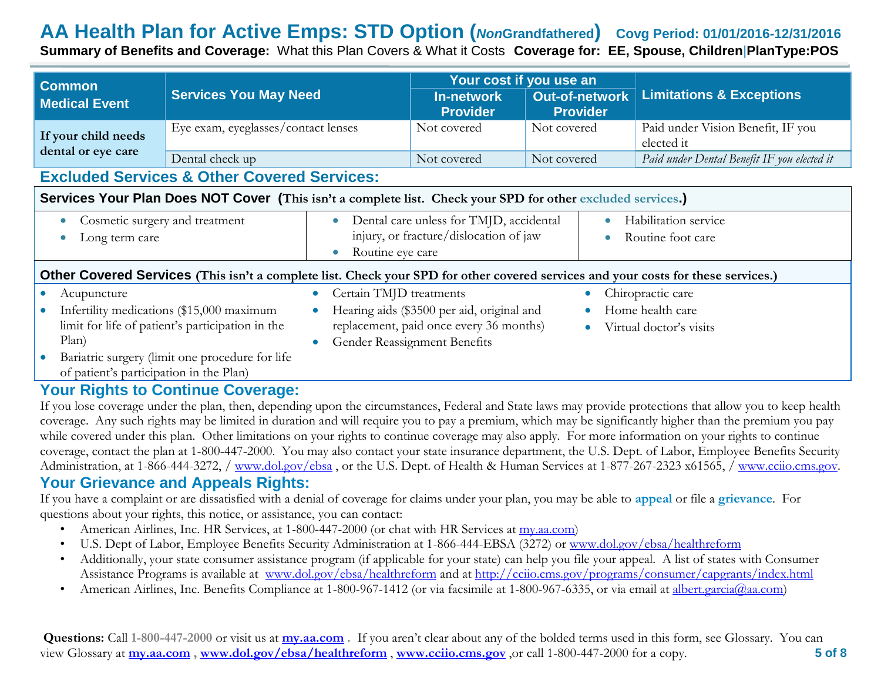# AA Health Plan for Active Emps: STD Option (*Non*Grandfathered) Covg Period: 01/01/2016-12/31/2016

**Summary of Benefits and Coverage:** What this Plan Covers & What it Costs **Coverage for: EE, Spouse, Children**|**PlanType:POS**

| Common Medical Event | Services You May Need | Your cost if you use an In-network Provider | Your cost if you use an Out-of-network Provider | Limitations & Exceptions |
|---|---|---|---|---|
| **If your child needs dental or eye care** | Eye exam, eyeglasses/contact lenses | Not covered | Not covered | Paid under Vision Benefit, IF you elected it |
| | Dental check up | Not covered | Not covered | *Paid under Dental Benefit IF you elected it* |

## Excluded Services & Other Covered Services:

**Services Your Plan Does NOT Cover (This isn't a complete list. Check your SPD for other excluded services.)**

- Cosmetic surgery and treatment
- Long term care
- Dental care unless for TMJD, accidental injury, or fracture/dislocation of jaw
- Routine eye care
- Habilitation service
- Routine foot care

**Other Covered Services (This isn't a complete list. Check your SPD for other covered services and your costs for these services.)**

- Acupuncture
- Infertility medications ($15,000 maximum limit for life of patient's participation in the Plan)
- Bariatric surgery (limit one procedure for life of patient's participation in the Plan)
- Certain TMJD treatments
- Hearing aids ($3500 per aid, original and replacement, paid once every 36 months)
- Gender Reassignment Benefits
- Chiropractic care
- Home health care
- Virtual doctor's visits

## Your Rights to Continue Coverage:

If you lose coverage under the plan, then, depending upon the circumstances, Federal and State laws may provide protections that allow you to keep health coverage. Any such rights may be limited in duration and will require you to pay a premium, which may be significantly higher than the premium you pay while covered under this plan. Other limitations on your rights to continue coverage may also apply. For more information on your rights to continue coverage, contact the plan at 1-800-447-2000. You may also contact your state insurance department, the U.S. Dept. of Labor, Employee Benefits Security Administration, at 1-866-444-3272, / www.dol.gov/ebsa , or the U.S. Dept. of Health & Human Services at 1-877-267-2323 x61565, / www.cciio.cms.gov.

## Your Grievance and Appeals Rights:

If you have a complaint or are dissatisfied with a denial of coverage for claims under your plan, you may be able to **appeal** or file a **grievance**. For questions about your rights, this notice, or assistance, you can contact:

- American Airlines, Inc. HR Services, at 1-800-447-2000 (or chat with HR Services at my.aa.com)
- U.S. Dept of Labor, Employee Benefits Security Administration at 1-866-444-EBSA (3272) or www.dol.gov/ebsa/healthreform
- Additionally, your state consumer assistance program (if applicable for your state) can help you file your appeal. A list of states with Consumer Assistance Programs is available at www.dol.gov/ebsa/healthreform and at http://cciio.cms.gov/programs/consumer/capgrants/index.html
- American Airlines, Inc. Benefits Compliance at 1-800-967-1412 (or via facsimile at 1-800-967-6335, or via email at albert.garcia@aa.com)

**Questions:** Call 1-800-447-2000 or visit us at **my.aa.com** . If you aren't clear about any of the bolded terms used in this form, see Glossary. You can view Glossary at **my.aa.com** , **www.dol.gov/ebsa/healthreform** , **www.cciio.cms.gov** ,or call 1-800-447-2000 for a copy.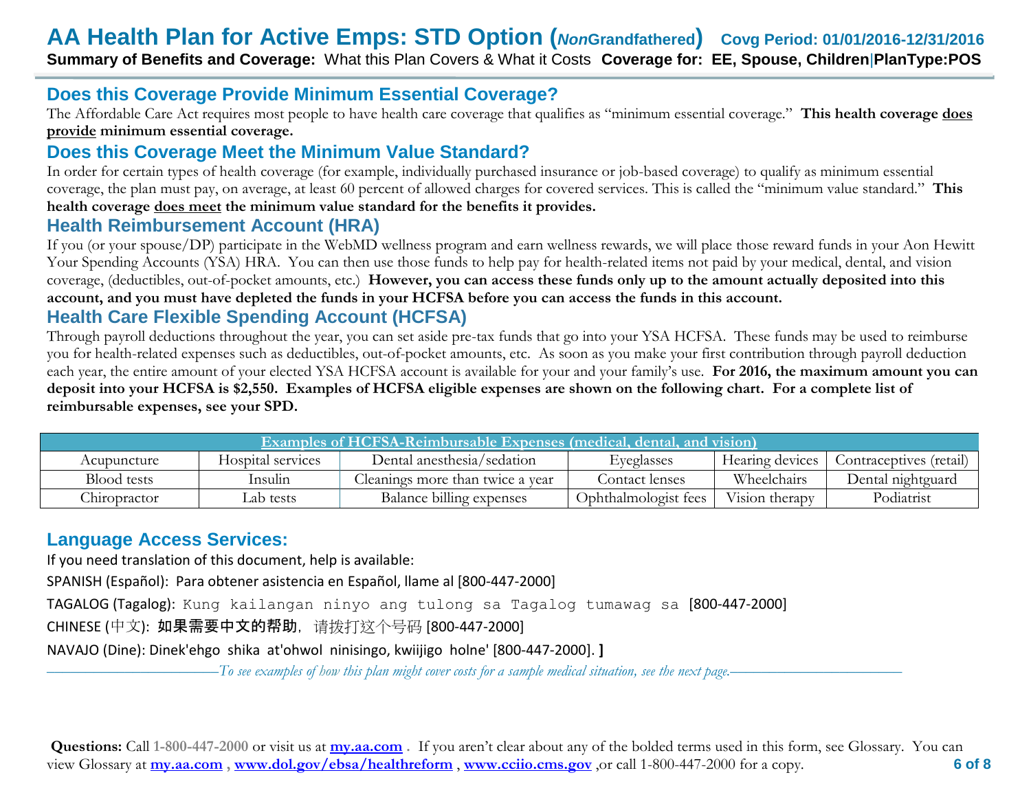# AA Health Plan for Active Emps: STD Option (*Non*Grandfathered) Covg Period: 01/01/2016-12/31/2016

**Summary of Benefits and Coverage:** What this Plan Covers & What it Costs **Coverage for: EE, Spouse, Children|PlanType:POS**

## Does this Coverage Provide Minimum Essential Coverage?

The Affordable Care Act requires most people to have health care coverage that qualifies as "minimum essential coverage." **This health coverage does provide minimum essential coverage.**

## Does this Coverage Meet the Minimum Value Standard?

In order for certain types of health coverage (for example, individually purchased insurance or job-based coverage) to qualify as minimum essential coverage, the plan must pay, on average, at least 60 percent of allowed charges for covered services. This is called the "minimum value standard." **This health coverage does meet the minimum value standard for the benefits it provides.**

## Health Reimbursement Account (HRA)

If you (or your spouse/DP) participate in the WebMD wellness program and earn wellness rewards, we will place those reward funds in your Aon Hewitt Your Spending Accounts (YSA) HRA. You can then use those funds to help pay for health-related items not paid by your medical, dental, and vision coverage, (deductibles, out-of-pocket amounts, etc.) **However, you can access these funds only up to the amount actually deposited into this account, and you must have depleted the funds in your HCFSA before you can access the funds in this account.**

## Health Care Flexible Spending Account (HCFSA)

Through payroll deductions throughout the year, you can set aside pre-tax funds that go into your YSA HCFSA. These funds may be used to reimburse you for health-related expenses such as deductibles, out-of-pocket amounts, etc. As soon as you make your first contribution through payroll deduction each year, the entire amount of your elected YSA HCFSA account is available for your and your family's use. **For 2016, the maximum amount you can deposit into your HCFSA is $2,550. Examples of HCFSA eligible expenses are shown on the following chart. For a complete list of reimbursable expenses, see your SPD.**

| Examples of HCFSA-Reimbursable Expenses (medical, dental, and vision) | | | | | |
|---|---|---|---|---|---|
| Acupuncture | Hospital services | Dental anesthesia/sedation | Eyeglasses | Hearing devices | Contraceptives (retail) |
| Blood tests | Insulin | Cleanings more than twice a year | Contact lenses | Wheelchairs | Dental nightguard |
| Chiropractor | Lab tests | Balance billing expenses | Ophthalmologist fees | Vision therapy | Podiatrist |

## Language Access Services:

If you need translation of this document, help is available:

SPANISH (Español): Para obtener asistencia en Español, llame al [800-447-2000]

TAGALOG (Tagalog): Kung kailangan ninyo ang tulong sa Tagalog tumawag sa [800-447-2000]

CHINESE (中文): 如果需要中文的帮助，请拨打这个号码 [800-447-2000]

NAVAJO (Dine): Dinek'ehgo shika at'ohwol ninisingo, kwiijigo holne' [800-447-2000]. ]

*To see examples of how this plan might cover costs for a sample medical situation, see the next page.*

**Questions:** Call 1-800-447-2000 or visit us at **my.aa.com** . If you aren't clear about any of the bolded terms used in this form, see Glossary. You can view Glossary at **my.aa.com** , **www.dol.gov/ebsa/healthreform** , **www.cciio.cms.gov** ,or call 1-800-447-2000 for a copy.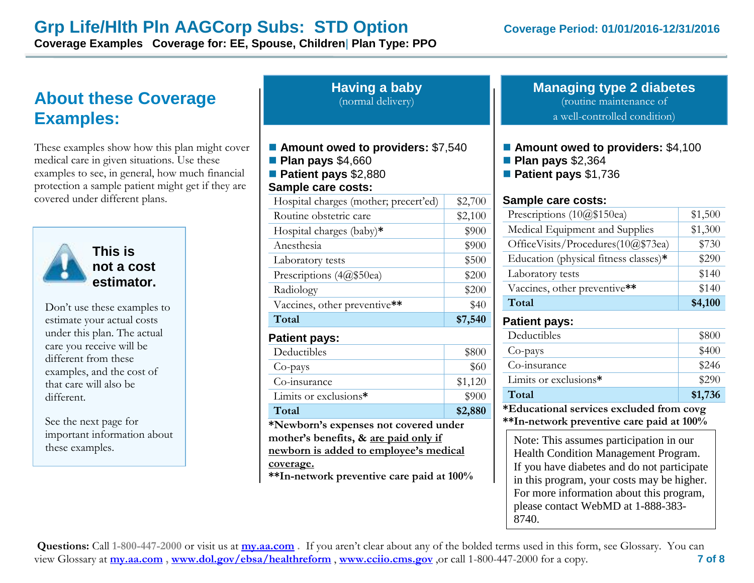# Grp Life/Hlth Pln AAGCorp Subs: STD Option

**Coverage Period: 01/01/2016-12/31/2016**

**Coverage Examples Coverage for: EE, Spouse, Children | Plan Type: PPO**

## About these Coverage Examples:

These examples show how this plan might cover medical care in given situations. Use these examples to see, in general, how much financial protection a sample patient might get if they are covered under different plans.

**This is not a cost estimator.**

Don't use these examples to estimate your actual costs under this plan. The actual care you receive will be different from these examples, and the cost of that care will also be different.

See the next page for important information about these examples.

## Having a baby

(normal delivery)

- **Amount owed to providers:** $7,540
- **Plan pays** $4,660
- **Patient pays** $2,880

**Sample care costs:**

| | |
|---|---|
| Hospital charges (mother; precert'ed) | $2,700 |
| Routine obstetric care | $2,100 |
| Hospital charges (baby)* | $900 |
| Anesthesia | $900 |
| Laboratory tests | $500 |
| Prescriptions (4@$50ea) | $200 |
| Radiology | $200 |
| Vaccines, other preventive** | $40 |
| **Total** | **$7,540** |

**Patient pays:**

| | |
|---|---|
| Deductibles | $800 |
| Co-pays | $60 |
| Co-insurance | $1,120 |
| Limits or exclusions* | $900 |
| **Total** | **$2,880** |

**\*Newborn's expenses not covered under mother's benefits, & <u>are paid only if newborn is added to employee's medical coverage.</u>**

**\*\*In-network preventive care paid at 100%**

## Managing type 2 diabetes

(routine maintenance of a well-controlled condition)

- **Amount owed to providers:** $4,100
- **Plan pays** $2,364
- **Patient pays** $1,736

**Sample care costs:**

| | |
|---|---|
| Prescriptions (10@$150ea) | $1,500 |
| Medical Equipment and Supplies | $1,300 |
| OfficeVisits/Procedures(10@$73ea) | $730 |
| Education (physical fitness classes)* | $290 |
| Laboratory tests | $140 |
| Vaccines, other preventive** | $140 |
| **Total** | **$4,100** |

**Patient pays:**

| | |
|---|---|
| Deductibles | $800 |
| Co-pays | $400 |
| Co-insurance | $246 |
| Limits or exclusions* | $290 |
| **Total** | **$1,736** |

**\*Educational services excluded from covg**

**\*\*In-network preventive care paid at 100%**

Note: This assumes participation in our Health Condition Management Program. If you have diabetes and do not participate in this program, your costs may be higher. For more information about this program, please contact WebMD at 1-888-383-8740.

**Questions:** Call 1-800-447-2000 or visit us at **my.aa.com** . If you aren't clear about any of the bolded terms used in this form, see Glossary. You can view Glossary at **my.aa.com** , **www.dol.gov/ebsa/healthreform** , **www.cciio.cms.gov** ,or call 1-800-447-2000 for a copy.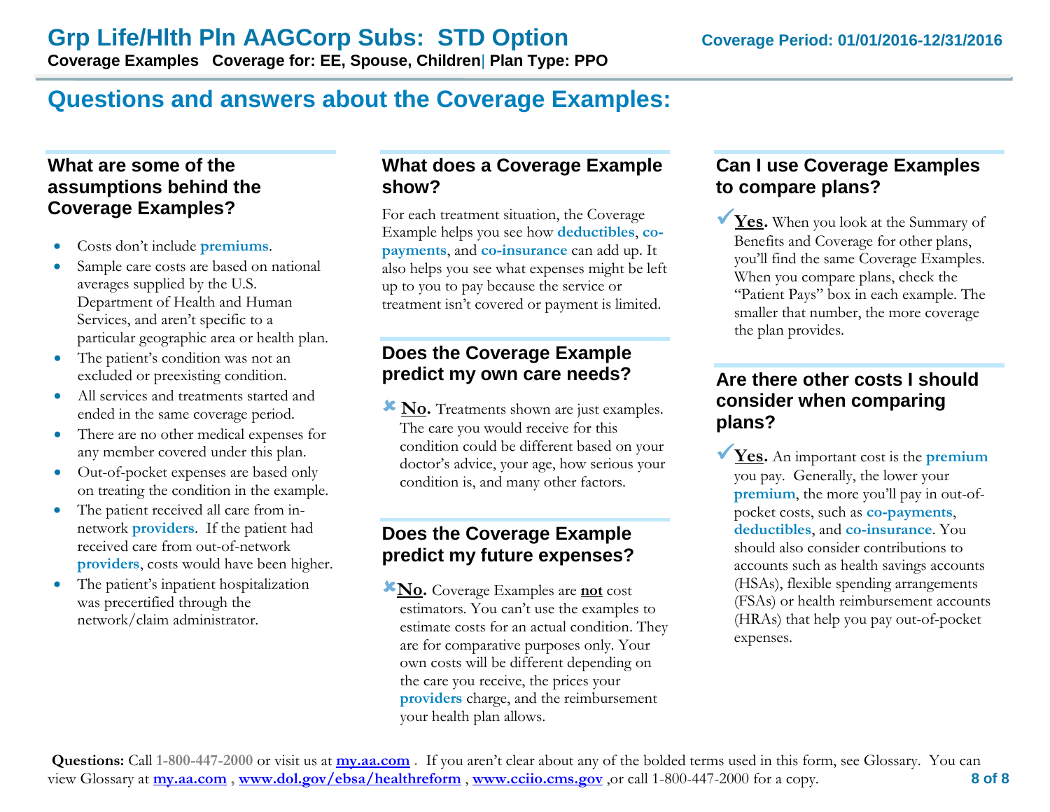# Questions and answers about the Coverage Examples:

## What are some of the assumptions behind the Coverage Examples?

- Costs don't include **premiums**.
- Sample care costs are based on national averages supplied by the U.S. Department of Health and Human Services, and aren't specific to a particular geographic area or health plan.
- The patient's condition was not an excluded or preexisting condition.
- All services and treatments started and ended in the same coverage period.
- There are no other medical expenses for any member covered under this plan.
- Out-of-pocket expenses are based only on treating the condition in the example.
- The patient received all care from in-network **providers**. If the patient had received care from out-of-network **providers**, costs would have been higher.
- The patient's inpatient hospitalization was precertified through the network/claim administrator.

## What does a Coverage Example show?

For each treatment situation, the Coverage Example helps you see how **deductibles**, **co-payments**, and **co-insurance** can add up. It also helps you see what expenses might be left up to you to pay because the service or treatment isn't covered or payment is limited.

## Does the Coverage Example predict my own care needs?

✖ **No.** Treatments shown are just examples. The care you would receive for this condition could be different based on your doctor's advice, your age, how serious your condition is, and many other factors.

## Does the Coverage Example predict my future expenses?

✖ **No.** Coverage Examples are **not** cost estimators. You can't use the examples to estimate costs for an actual condition. They are for comparative purposes only. Your own costs will be different depending on the care you receive, the prices your **providers** charge, and the reimbursement your health plan allows.

## Can I use Coverage Examples to compare plans?

✔ **Yes.** When you look at the Summary of Benefits and Coverage for other plans, you'll find the same Coverage Examples. When you compare plans, check the "Patient Pays" box in each example. The smaller that number, the more coverage the plan provides.

## Are there other costs I should consider when comparing plans?

✔ **Yes.** An important cost is the **premium** you pay. Generally, the lower your **premium**, the more you'll pay in out-of-pocket costs, such as **co-payments**, **deductibles**, and **co-insurance**. You should also consider contributions to accounts such as health savings accounts (HSAs), flexible spending arrangements (FSAs) or health reimbursement accounts (HRAs) that help you pay out-of-pocket expenses.

**Questions:** Call 1-800-447-2000 or visit us at **my.aa.com** . If you aren't clear about any of the bolded terms used in this form, see Glossary. You can view Glossary at **my.aa.com** , **www.dol.gov/ebsa/healthreform** , **www.cciio.cms.gov** ,or call 1-800-447-2000 for a copy.